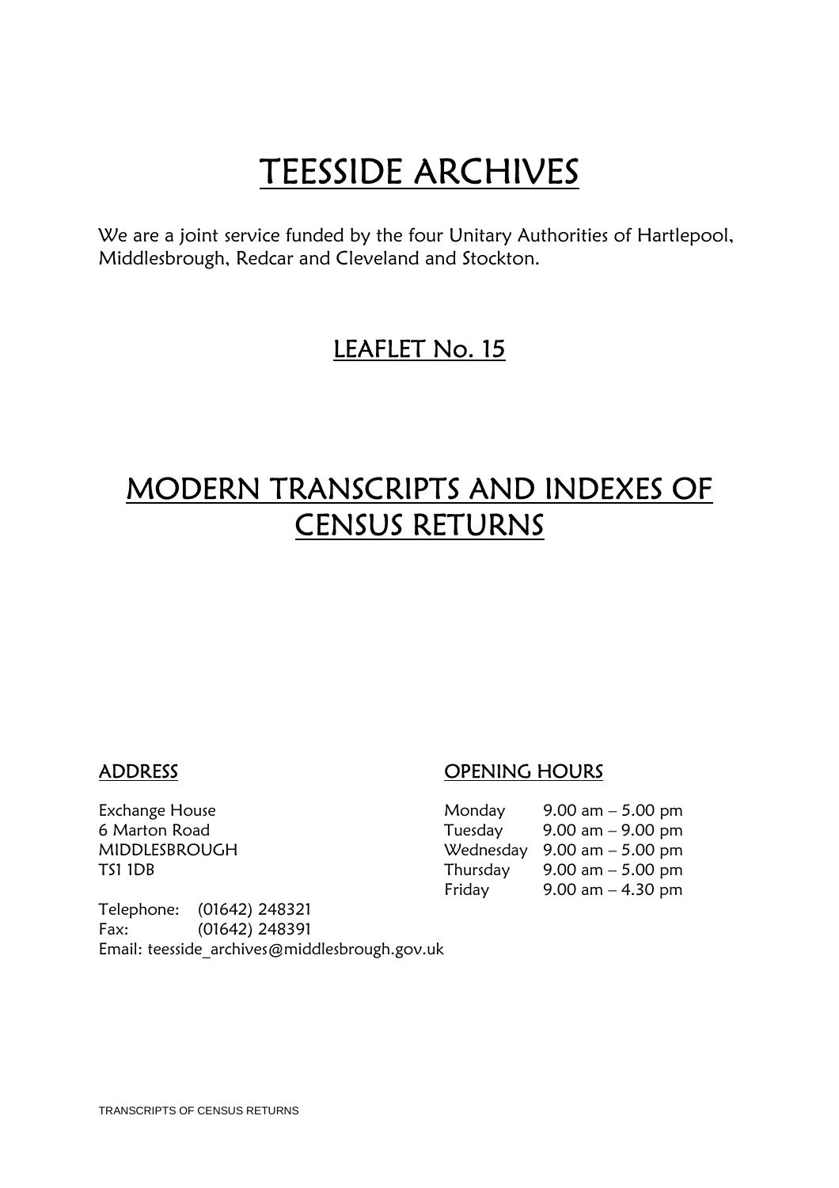# TEESSIDE ARCHIVES

We are a joint service funded by the four Unitary Authorities of Hartlepool, Middlesbrough, Redcar and Cleveland and Stockton.

## LEAFLET No. 15

# MODERN TRANSCRIPTS AND INDEXES OF CENSUS RETURNS

### ADDRESS

Exchange House
6 Marton Road
MIDDLESBROUGH
TS1 1DB

Telephone: (01642) 248321
Fax: (01642) 248391
Email: teesside_archives@middlesbrough.gov.uk

### OPENING HOURS

| | |
|---|---|
| Monday | 9.00 am – 5.00 pm |
| Tuesday | 9.00 am – 9.00 pm |
| Wednesday | 9.00 am – 5.00 pm |
| Thursday | 9.00 am – 5.00 pm |
| Friday | 9.00 am – 4.30 pm |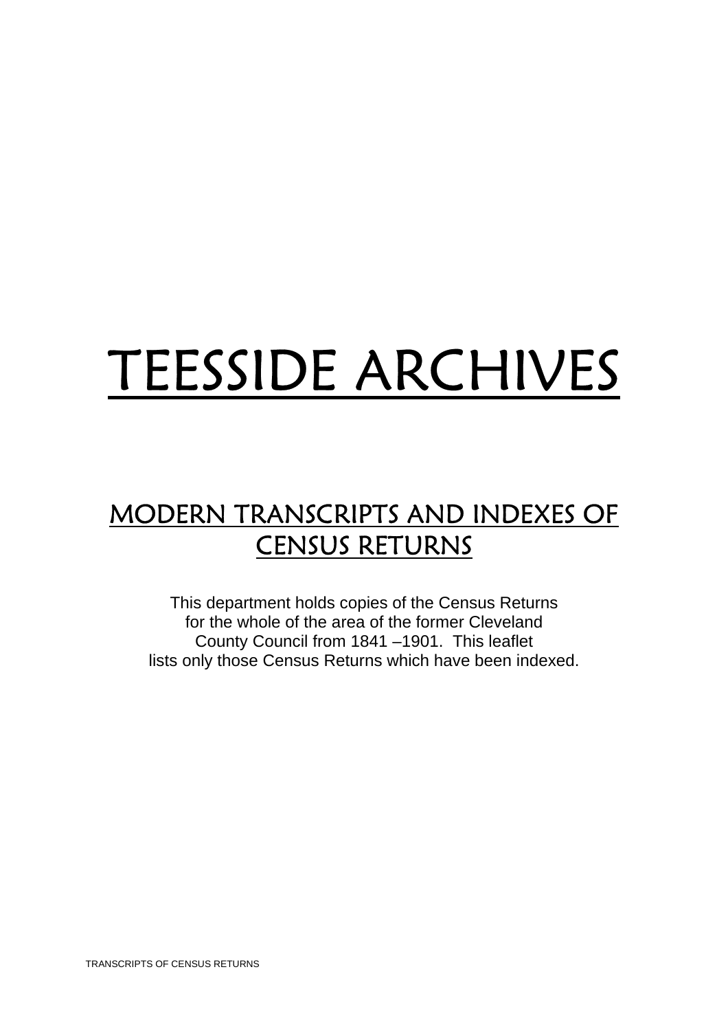# TEESSIDE ARCHIVES

## MODERN TRANSCRIPTS AND INDEXES OF CENSUS RETURNS

This department holds copies of the Census Returns for the whole of the area of the former Cleveland County Council from 1841 –1901. This leaflet lists only those Census Returns which have been indexed.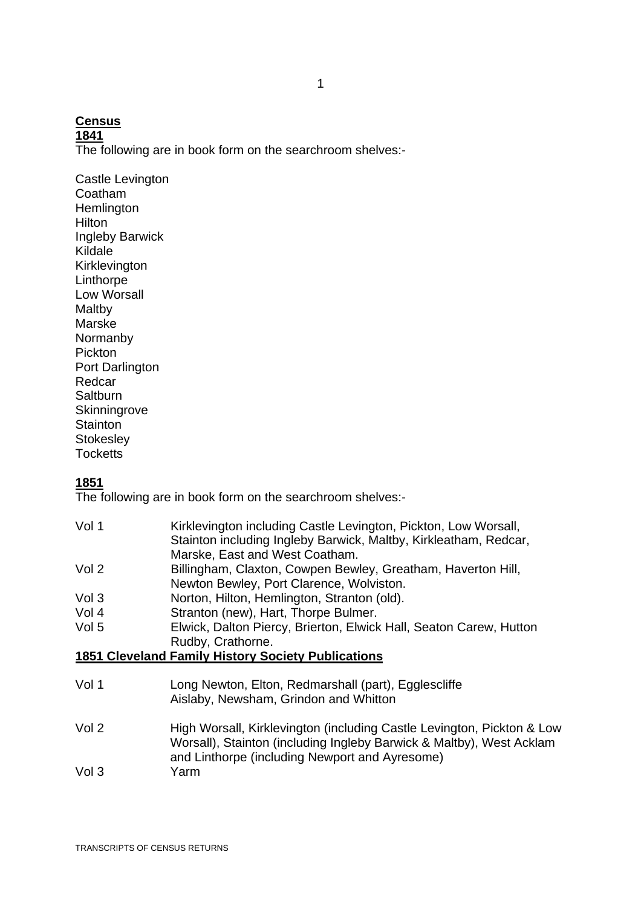## Census

### 1841

The following are in book form on the searchroom shelves:-

Castle Levington
Coatham
Hemlington
Hilton
Ingleby Barwick
Kildale
Kirklevington
Linthorpe
Low Worsall
Maltby
Marske
Normanby
Pickton
Port Darlington
Redcar
Saltburn
Skinningrove
Stainton
Stokesley
Tocketts

### 1851

The following are in book form on the searchroom shelves:-

| | |
|---|---|
| Vol 1 | Kirklevington including Castle Levington, Pickton, Low Worsall, Stainton including Ingleby Barwick, Maltby, Kirkleatham, Redcar, Marske, East and West Coatham. |
| Vol 2 | Billingham, Claxton, Cowpen Bewley, Greatham, Haverton Hill, Newton Bewley, Port Clarence, Wolviston. |
| Vol 3 | Norton, Hilton, Hemlington, Stranton (old). |
| Vol 4 | Stranton (new), Hart, Thorpe Bulmer. |
| Vol 5 | Elwick, Dalton Piercy, Brierton, Elwick Hall, Seaton Carew, Hutton Rudby, Crathorne. |

### 1851 Cleveland Family History Society Publications

| | |
|---|---|
| Vol 1 | Long Newton, Elton, Redmarshall (part), Egglescliffe Aislaby, Newsham, Grindon and Whitton |
| Vol 2 | High Worsall, Kirklevington (including Castle Levington, Pickton & Low Worsall), Stainton (including Ingleby Barwick & Maltby), West Acklam and Linthorpe (including Newport and Ayresome) |
| Vol 3 | Yarm |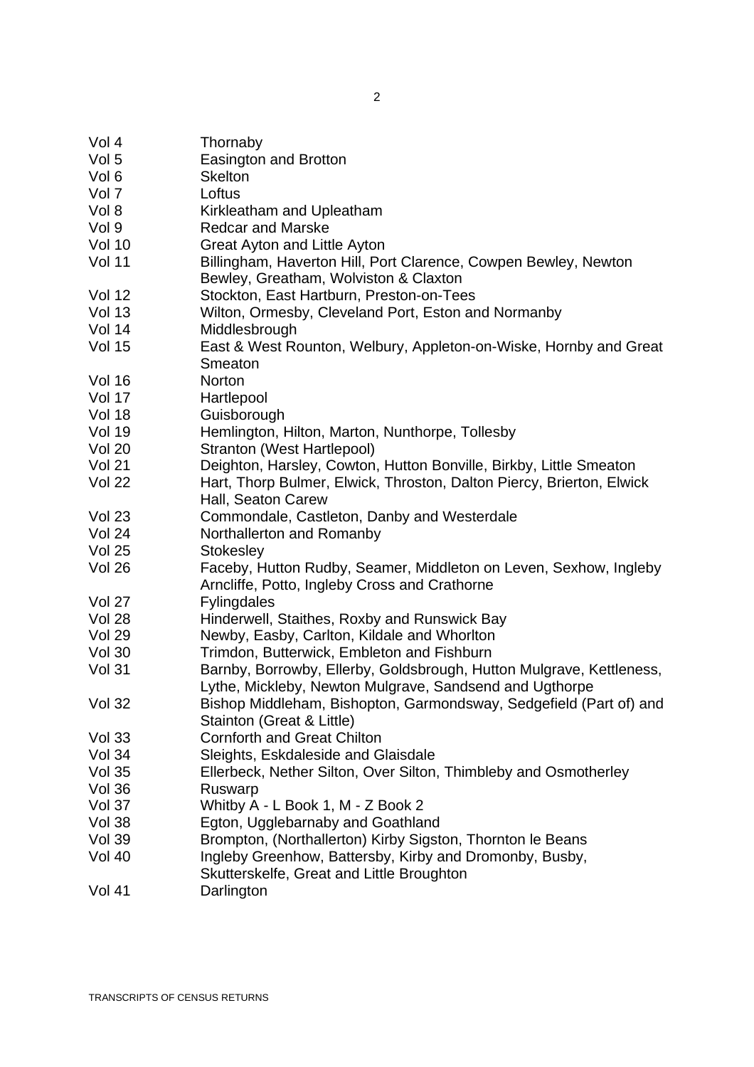| | |
|---|---|
| Vol 4 | Thornaby |
| Vol 5 | Easington and Brotton |
| Vol 6 | Skelton |
| Vol 7 | Loftus |
| Vol 8 | Kirkleatham and Upleatham |
| Vol 9 | Redcar and Marske |
| Vol 10 | Great Ayton and Little Ayton |
| Vol 11 | Billingham, Haverton Hill, Port Clarence, Cowpen Bewley, Newton Bewley, Greatham, Wolviston & Claxton |
| Vol 12 | Stockton, East Hartburn, Preston-on-Tees |
| Vol 13 | Wilton, Ormesby, Cleveland Port, Eston and Normanby |
| Vol 14 | Middlesbrough |
| Vol 15 | East & West Rounton, Welbury, Appleton-on-Wiske, Hornby and Great Smeaton |
| Vol 16 | Norton |
| Vol 17 | Hartlepool |
| Vol 18 | Guisborough |
| Vol 19 | Hemlington, Hilton, Marton, Nunthorpe, Tollesby |
| Vol 20 | Stranton (West Hartlepool) |
| Vol 21 | Deighton, Harsley, Cowton, Hutton Bonville, Birkby, Little Smeaton |
| Vol 22 | Hart, Thorp Bulmer, Elwick, Throston, Dalton Piercy, Brierton, Elwick Hall, Seaton Carew |
| Vol 23 | Commondale, Castleton, Danby and Westerdale |
| Vol 24 | Northallerton and Romanby |
| Vol 25 | Stokesley |
| Vol 26 | Faceby, Hutton Rudby, Seamer, Middleton on Leven, Sexhow, Ingleby Arncliffe, Potto, Ingleby Cross and Crathorne |
| Vol 27 | Fylingdales |
| Vol 28 | Hinderwell, Staithes, Roxby and Runswick Bay |
| Vol 29 | Newby, Easby, Carlton, Kildale and Whorlton |
| Vol 30 | Trimdon, Butterwick, Embleton and Fishburn |
| Vol 31 | Barnby, Borrowby, Ellerby, Goldsbrough, Hutton Mulgrave, Kettleness, Lythe, Mickleby, Newton Mulgrave, Sandsend and Ugthorpe |
| Vol 32 | Bishop Middleham, Bishopton, Garmondsway, Sedgefield (Part of) and Stainton (Great & Little) |
| Vol 33 | Cornforth and Great Chilton |
| Vol 34 | Sleights, Eskdaleside and Glaisdale |
| Vol 35 | Ellerbeck, Nether Silton, Over Silton, Thimbleby and Osmotherley |
| Vol 36 | Ruswarp |
| Vol 37 | Whitby A - L Book 1, M - Z Book 2 |
| Vol 38 | Egton, Ugglebarnaby and Goathland |
| Vol 39 | Brompton, (Northallerton) Kirby Sigston, Thornton le Beans |
| Vol 40 | Ingleby Greenhow, Battersby, Kirby and Dromonby, Busby, Skutterskelfe, Great and Little Broughton |
| Vol 41 | Darlington |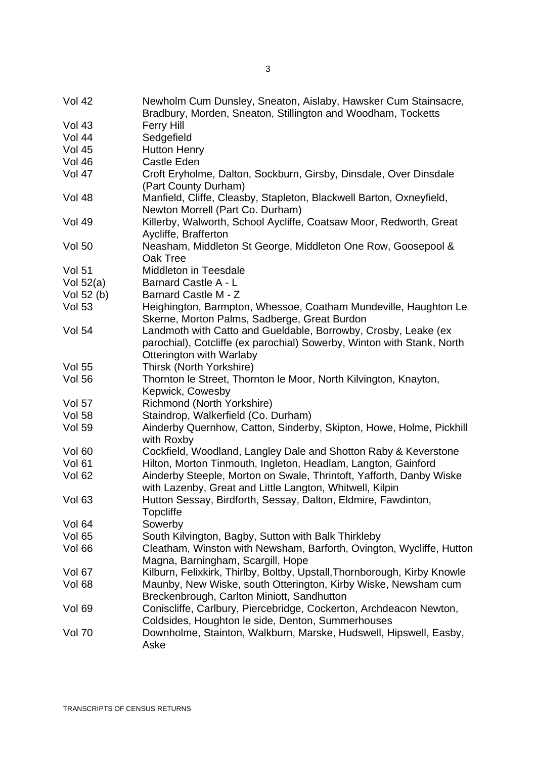| | |
|---|---|
| Vol 42 | Newholm Cum Dunsley, Sneaton, Aislaby, Hawsker Cum Stainsacre, Bradbury, Morden, Sneaton, Stillington and Woodham, Tocketts |
| Vol 43 | Ferry Hill |
| Vol 44 | Sedgefield |
| Vol 45 | Hutton Henry |
| Vol 46 | Castle Eden |
| Vol 47 | Croft Eryholme, Dalton, Sockburn, Girsby, Dinsdale, Over Dinsdale (Part County Durham) |
| Vol 48 | Manfield, Cliffe, Cleasby, Stapleton, Blackwell Barton, Oxneyfield, Newton Morrell (Part Co. Durham) |
| Vol 49 | Killerby, Walworth, School Aycliffe, Coatsaw Moor, Redworth, Great Aycliffe, Brafferton |
| Vol 50 | Neasham, Middleton St George, Middleton One Row, Goosepool & Oak Tree |
| Vol 51 | Middleton in Teesdale |
| Vol 52(a) | Barnard Castle A - L |
| Vol 52 (b) | Barnard Castle M - Z |
| Vol 53 | Heighington, Barmpton, Whessoe, Coatham Mundeville, Haughton Le Skerne, Morton Palms, Sadberge, Great Burdon |
| Vol 54 | Landmoth with Catto and Gueldable, Borrowby, Crosby, Leake (ex parochial), Cotcliffe (ex parochial) Sowerby, Winton with Stank, North Otterington with Warlaby |
| Vol 55 | Thirsk (North Yorkshire) |
| Vol 56 | Thornton le Street, Thornton le Moor, North Kilvington, Knayton, Kepwick, Cowesby |
| Vol 57 | Richmond (North Yorkshire) |
| Vol 58 | Staindrop, Walkerfield (Co. Durham) |
| Vol 59 | Ainderby Quernhow, Catton, Sinderby, Skipton, Howe, Holme, Pickhill with Roxby |
| Vol 60 | Cockfield, Woodland, Langley Dale and Shotton Raby & Keverstone |
| Vol 61 | Hilton, Morton Tinmouth, Ingleton, Headlam, Langton, Gainford |
| Vol 62 | Ainderby Steeple, Morton on Swale, Thrintoft, Yafforth, Danby Wiske with Lazenby, Great and Little Langton, Whitwell, Kilpin |
| Vol 63 | Hutton Sessay, Birdforth, Sessay, Dalton, Eldmire, Fawdinton, Topcliffe |
| Vol 64 | Sowerby |
| Vol 65 | South Kilvington, Bagby, Sutton with Balk Thirkleby |
| Vol 66 | Cleatham, Winston with Newsham, Barforth, Ovington, Wycliffe, Hutton Magna, Barningham, Scargill, Hope |
| Vol 67 | Kilburn, Felixkirk, Thirlby, Boltby, Upstall,Thornborough, Kirby Knowle |
| Vol 68 | Maunby, New Wiske, south Otterington, Kirby Wiske, Newsham cum Breckenbrough, Carlton Miniott, Sandhutton |
| Vol 69 | Coniscliffe, Carlbury, Piercebridge, Cockerton, Archdeacon Newton, Coldsides, Houghton le side, Denton, Summerhouses |
| Vol 70 | Downholme, Stainton, Walkburn, Marske, Hudswell, Hipswell, Easby, Aske |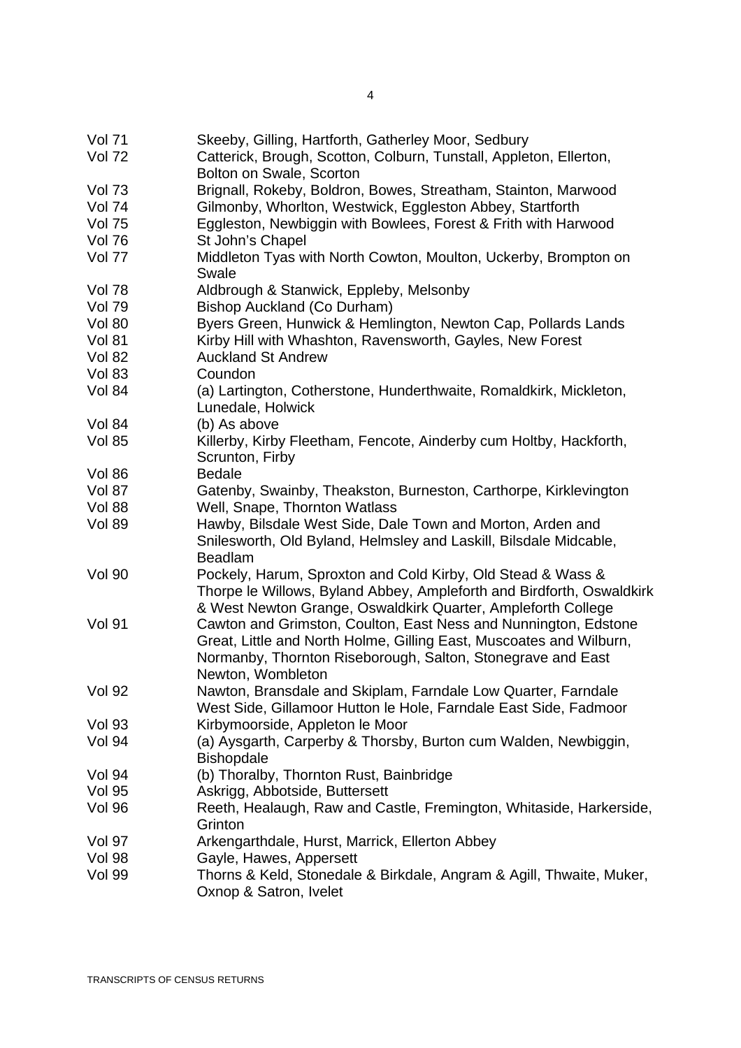| | |
|---|---|
| Vol 71 | Skeeby, Gilling, Hartforth, Gatherley Moor, Sedbury |
| Vol 72 | Catterick, Brough, Scotton, Colburn, Tunstall, Appleton, Ellerton, Bolton on Swale, Scorton |
| Vol 73 | Brignall, Rokeby, Boldron, Bowes, Streatham, Stainton, Marwood |
| Vol 74 | Gilmonby, Whorlton, Westwick, Eggleston Abbey, Startforth |
| Vol 75 | Eggleston, Newbiggin with Bowlees, Forest & Frith with Harwood |
| Vol 76 | St John's Chapel |
| Vol 77 | Middleton Tyas with North Cowton, Moulton, Uckerby, Brompton on Swale |
| Vol 78 | Aldbrough & Stanwick, Eppleby, Melsonby |
| Vol 79 | Bishop Auckland (Co Durham) |
| Vol 80 | Byers Green, Hunwick & Hemlington, Newton Cap, Pollards Lands |
| Vol 81 | Kirby Hill with Whashton, Ravensworth, Gayles, New Forest |
| Vol 82 | Auckland St Andrew |
| Vol 83 | Coundon |
| Vol 84 | (a) Lartington, Cotherstone, Hunderthwaite, Romaldkirk, Mickleton, Lunedale, Holwick |
| Vol 84 | (b) As above |
| Vol 85 | Killerby, Kirby Fleetham, Fencote, Ainderby cum Holtby, Hackforth, Scrunton, Firby |
| Vol 86 | Bedale |
| Vol 87 | Gatenby, Swainby, Theakston, Burneston, Carthorpe, Kirklevington |
| Vol 88 | Well, Snape, Thornton Watlass |
| Vol 89 | Hawby, Bilsdale West Side, Dale Town and Morton, Arden and Snilesworth, Old Byland, Helmsley and Laskill, Bilsdale Midcable, Beadlam |
| Vol 90 | Pockely, Harum, Sproxton and Cold Kirby, Old Stead & Wass & Thorpe le Willows, Byland Abbey, Ampleforth and Birdforth, Oswaldkirk & West Newton Grange, Oswaldkirk Quarter, Ampleforth College |
| Vol 91 | Cawton and Grimston, Coulton, East Ness and Nunnington, Edstone Great, Little and North Holme, Gilling East, Muscoates and Wilburn, Normanby, Thornton Riseborough, Salton, Stonegrave and East Newton, Wombleton |
| Vol 92 | Nawton, Bransdale and Skiplam, Farndale Low Quarter, Farndale West Side, Gillamoor Hutton le Hole, Farndale East Side, Fadmoor |
| Vol 93 | Kirbymoorside, Appleton le Moor |
| Vol 94 | (a) Aysgarth, Carperby & Thorsby, Burton cum Walden, Newbiggin, Bishopdale |
| Vol 94 | (b) Thoralby, Thornton Rust, Bainbridge |
| Vol 95 | Askrigg, Abbotside, Buttersett |
| Vol 96 | Reeth, Healaugh, Raw and Castle, Fremington, Whitaside, Harkerside, Grinton |
| Vol 97 | Arkengarthdale, Hurst, Marrick, Ellerton Abbey |
| Vol 98 | Gayle, Hawes, Appersett |
| Vol 99 | Thorns & Keld, Stonedale & Birkdale, Angram & Agill, Thwaite, Muker, Oxnop & Satron, Ivelet |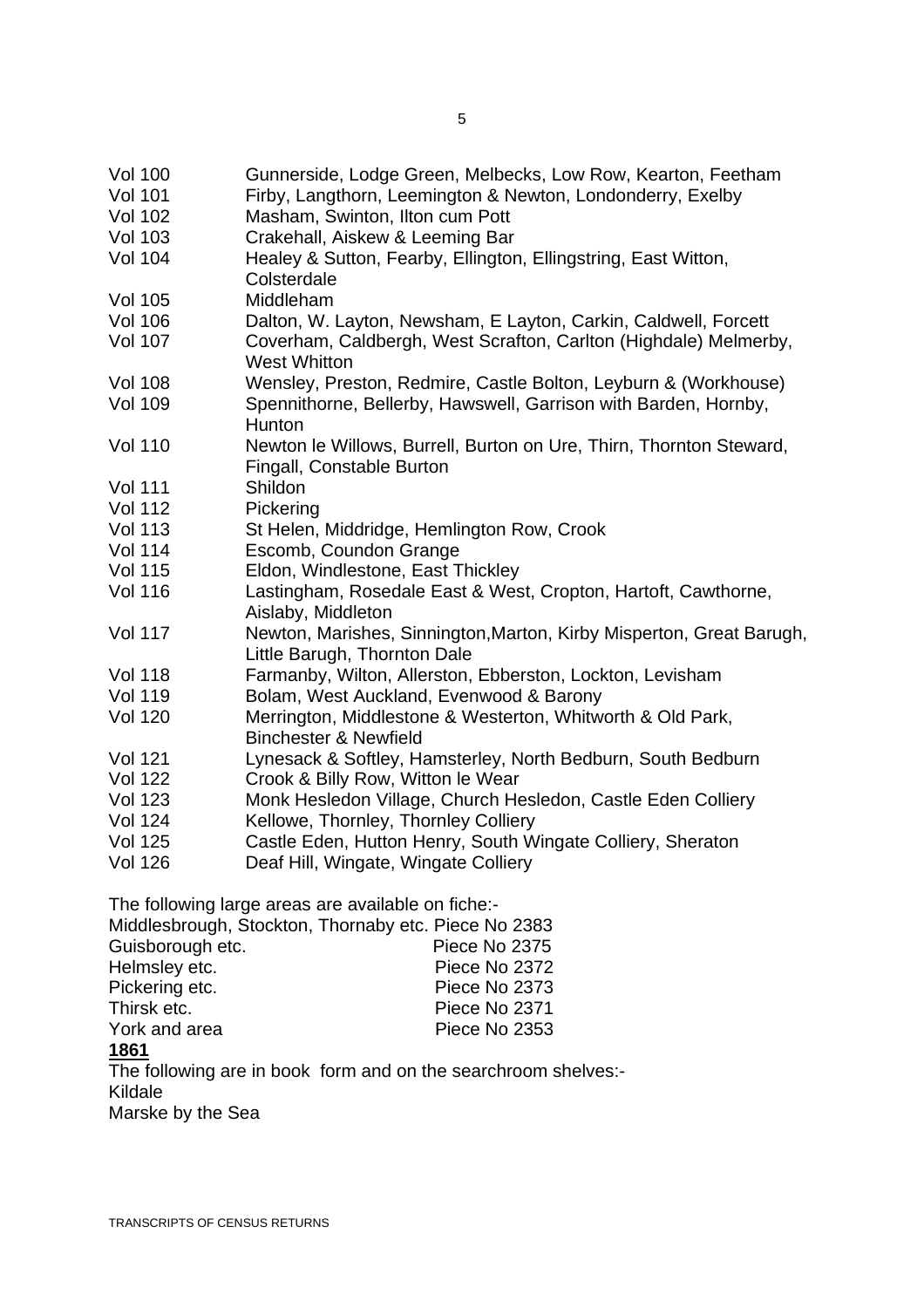| | |
|---|---|
| Vol 100 | Gunnerside, Lodge Green, Melbecks, Low Row, Kearton, Feetham |
| Vol 101 | Firby, Langthorn, Leemington & Newton, Londonderry, Exelby |
| Vol 102 | Masham, Swinton, Ilton cum Pott |
| Vol 103 | Crakehall, Aiskew & Leeming Bar |
| Vol 104 | Healey & Sutton, Fearby, Ellington, Ellingstring, East Witton, Colsterdale |
| Vol 105 | Middleham |
| Vol 106 | Dalton, W. Layton, Newsham, E Layton, Carkin, Caldwell, Forcett |
| Vol 107 | Coverham, Caldbergh, West Scrafton, Carlton (Highdale) Melmerby, West Whitton |
| Vol 108 | Wensley, Preston, Redmire, Castle Bolton, Leyburn & (Workhouse) |
| Vol 109 | Spennithorne, Bellerby, Hawswell, Garrison with Barden, Hornby, Hunton |
| Vol 110 | Newton le Willows, Burrell, Burton on Ure, Thirn, Thornton Steward, Fingall, Constable Burton |
| Vol 111 | Shildon |
| Vol 112 | Pickering |
| Vol 113 | St Helen, Middridge, Hemlington Row, Crook |
| Vol 114 | Escomb, Coundon Grange |
| Vol 115 | Eldon, Windlestone, East Thickley |
| Vol 116 | Lastingham, Rosedale East & West, Cropton, Hartoft, Cawthorne, Aislaby, Middleton |
| Vol 117 | Newton, Marishes, Sinnington,Marton, Kirby Misperton, Great Barugh, Little Barugh, Thornton Dale |
| Vol 118 | Farmanby, Wilton, Allerston, Ebberston, Lockton, Levisham |
| Vol 119 | Bolam, West Auckland, Evenwood & Barony |
| Vol 120 | Merrington, Middlestone & Westerton, Whitworth & Old Park, Binchester & Newfield |
| Vol 121 | Lynesack & Softley, Hamsterley, North Bedburn, South Bedburn |
| Vol 122 | Crook & Billy Row, Witton le Wear |
| Vol 123 | Monk Hesledon Village, Church Hesledon, Castle Eden Colliery |
| Vol 124 | Kellowe, Thornley, Thornley Colliery |
| Vol 125 | Castle Eden, Hutton Henry, South Wingate Colliery, Sheraton |
| Vol 126 | Deaf Hill, Wingate, Wingate Colliery |

The following large areas are available on fiche:-

| | |
|---|---|
| Middlesbrough, Stockton, Thornaby etc. | Piece No 2383 |
| Guisborough etc. | Piece No 2375 |
| Helmsley etc. | Piece No 2372 |
| Pickering etc. | Piece No 2373 |
| Thirsk etc. | Piece No 2371 |
| York and area | Piece No 2353 |

**1861**

The following are in book form and on the searchroom shelves:-

Kildale

Marske by the Sea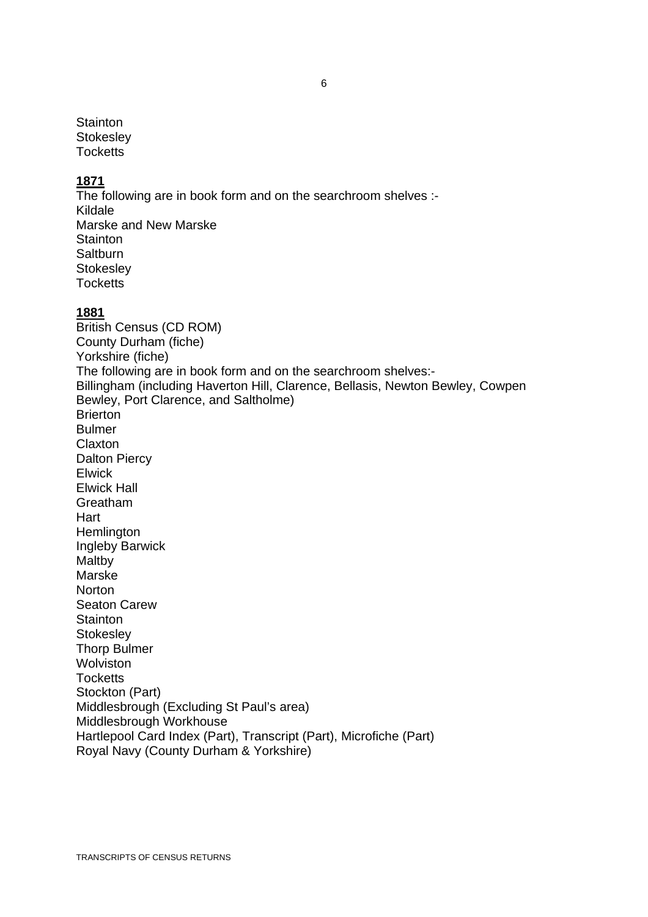Stainton
Stokesley
Tocketts

**1871**

The following are in book form and on the searchroom shelves :-
Kildale
Marske and New Marske
Stainton
Saltburn
Stokesley
Tocketts

**1881**

British Census (CD ROM)
County Durham (fiche)
Yorkshire (fiche)
The following are in book form and on the searchroom shelves:-
Billingham (including Haverton Hill, Clarence, Bellasis, Newton Bewley, Cowpen Bewley, Port Clarence, and Saltholme)
Brierton
Bulmer
Claxton
Dalton Piercy
Elwick
Elwick Hall
Greatham
Hart
Hemlington
Ingleby Barwick
Maltby
Marske
Norton
Seaton Carew
Stainton
Stokesley
Thorp Bulmer
Wolviston
Tocketts
Stockton (Part)
Middlesbrough (Excluding St Paul's area)
Middlesbrough Workhouse
Hartlepool Card Index (Part), Transcript (Part), Microfiche (Part)
Royal Navy (County Durham & Yorkshire)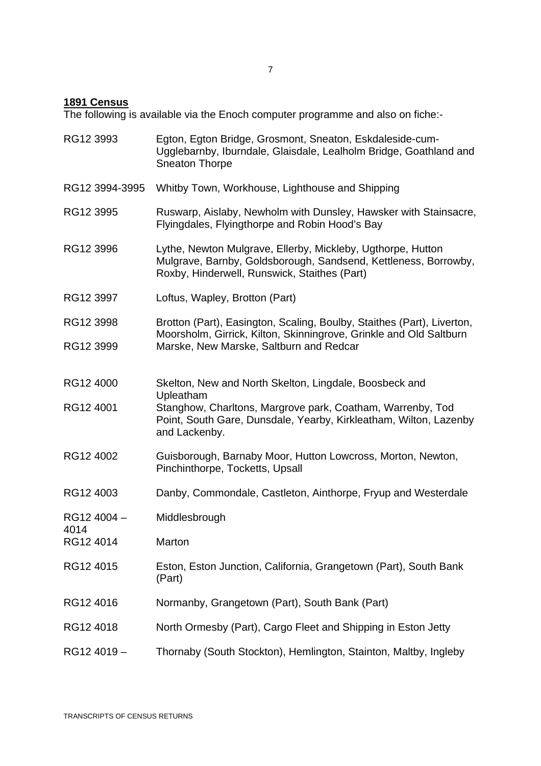**1891 Census**

The following is available via the Enoch computer programme and also on fiche:-

| | |
|---|---|
| RG12 3993 | Egton, Egton Bridge, Grosmont, Sneaton, Eskdaleside-cum-Ugglebarnby, Iburndale, Glaisdale, Lealholm Bridge, Goathland and Sneaton Thorpe |
| RG12 3994-3995 | Whitby Town, Workhouse, Lighthouse and Shipping |
| RG12 3995 | Ruswarp, Aislaby, Newholm with Dunsley, Hawsker with Stainsacre, Flyingdales, Flyingthorpe and Robin Hood's Bay |
| RG12 3996 | Lythe, Newton Mulgrave, Ellerby, Mickleby, Ugthorpe, Hutton Mulgrave, Barnby, Goldsborough, Sandsend, Kettleness, Borrowby, Roxby, Hinderwell, Runswick, Staithes (Part) |
| RG12 3997 | Loftus, Wapley, Brotton (Part) |
| RG12 3998 | Brotton (Part), Easington, Scaling, Boulby, Staithes (Part), Liverton, Moorsholm, Girrick, Kilton, Skinningrove, Grinkle and Old Saltburn |
| RG12 3999 | Marske, New Marske, Saltburn and Redcar |
| RG12 4000 | Skelton, New and North Skelton, Lingdale, Boosbeck and Upleatham |
| RG12 4001 | Stanghow, Charltons, Margrove park, Coatham, Warrenby, Tod Point, South Gare, Dunsdale, Yearby, Kirkleatham, Wilton, Lazenby and Lackenby. |
| RG12 4002 | Guisborough, Barnaby Moor, Hutton Lowcross, Morton, Newton, Pinchinthorpe, Tocketts, Upsall |
| RG12 4003 | Danby, Commondale, Castleton, Ainthorpe, Fryup and Westerdale |
| RG12 4004 – 4014 | Middlesbrough |
| RG12 4014 | Marton |
| RG12 4015 | Eston, Eston Junction, California, Grangetown (Part), South Bank (Part) |
| RG12 4016 | Normanby, Grangetown (Part), South Bank (Part) |
| RG12 4018 | North Ormesby (Part), Cargo Fleet and Shipping in Eston Jetty |
| RG12 4019 – | Thornaby (South Stockton), Hemlington, Stainton, Maltby, Ingleby |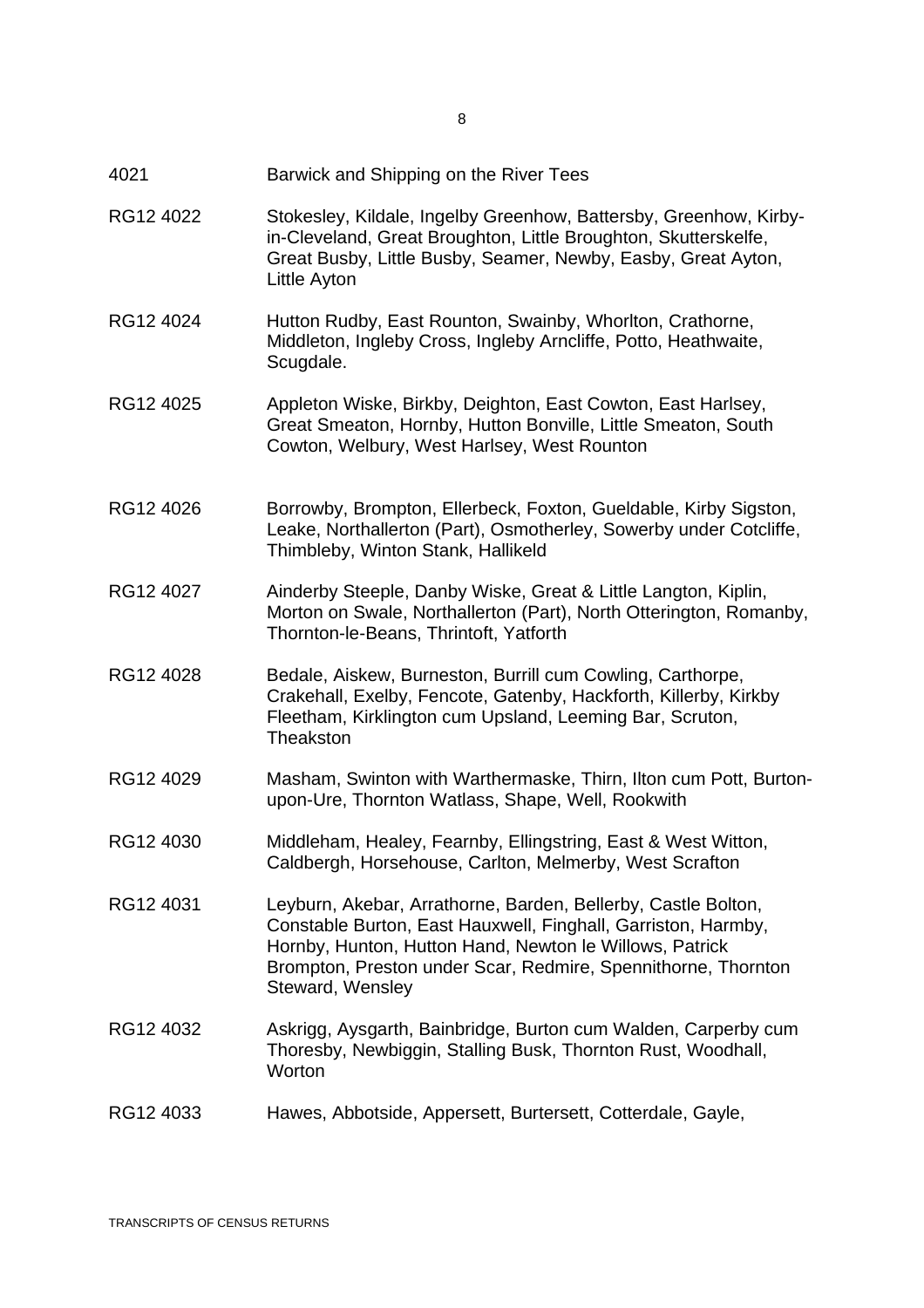| | |
|---|---|
| 4021 | Barwick and Shipping on the River Tees |
| RG12 4022 | Stokesley, Kildale, Ingelby Greenhow, Battersby, Greenhow, Kirby-in-Cleveland, Great Broughton, Little Broughton, Skutterskelfe, Great Busby, Little Busby, Seamer, Newby, Easby, Great Ayton, Little Ayton |
| RG12 4024 | Hutton Rudby, East Rounton, Swainby, Whorlton, Crathorne, Middleton, Ingleby Cross, Ingleby Arncliffe, Potto, Heathwaite, Scugdale. |
| RG12 4025 | Appleton Wiske, Birkby, Deighton, East Cowton, East Harlsey, Great Smeaton, Hornby, Hutton Bonville, Little Smeaton, South Cowton, Welbury, West Harlsey, West Rounton |
| RG12 4026 | Borrowby, Brompton, Ellerbeck, Foxton, Gueldable, Kirby Sigston, Leake, Northallerton (Part), Osmotherley, Sowerby under Cotcliffe, Thimbleby, Winton Stank, Hallikeld |
| RG12 4027 | Ainderby Steeple, Danby Wiske, Great & Little Langton, Kiplin, Morton on Swale, Northallerton (Part), North Otterington, Romanby, Thornton-le-Beans, Thrintoft, Yatforth |
| RG12 4028 | Bedale, Aiskew, Burneston, Burrill cum Cowling, Carthorpe, Crakehall, Exelby, Fencote, Gatenby, Hackforth, Killerby, Kirkby Fleetham, Kirklington cum Upsland, Leeming Bar, Scruton, Theakston |
| RG12 4029 | Masham, Swinton with Warthermaske, Thirn, Ilton cum Pott, Burton-upon-Ure, Thornton Watlass, Shape, Well, Rookwith |
| RG12 4030 | Middleham, Healey, Fearnby, Ellingstring, East & West Witton, Caldbergh, Horsehouse, Carlton, Melmerby, West Scrafton |
| RG12 4031 | Leyburn, Akebar, Arrathorne, Barden, Bellerby, Castle Bolton, Constable Burton, East Hauxwell, Finghall, Garriston, Harmby, Hornby, Hunton, Hutton Hand, Newton le Willows, Patrick Brompton, Preston under Scar, Redmire, Spennithorne, Thornton Steward, Wensley |
| RG12 4032 | Askrigg, Aysgarth, Bainbridge, Burton cum Walden, Carperby cum Thoresby, Newbiggin, Stalling Busk, Thornton Rust, Woodhall, Worton |
| RG12 4033 | Hawes, Abbotside, Appersett, Burtersett, Cotterdale, Gayle, |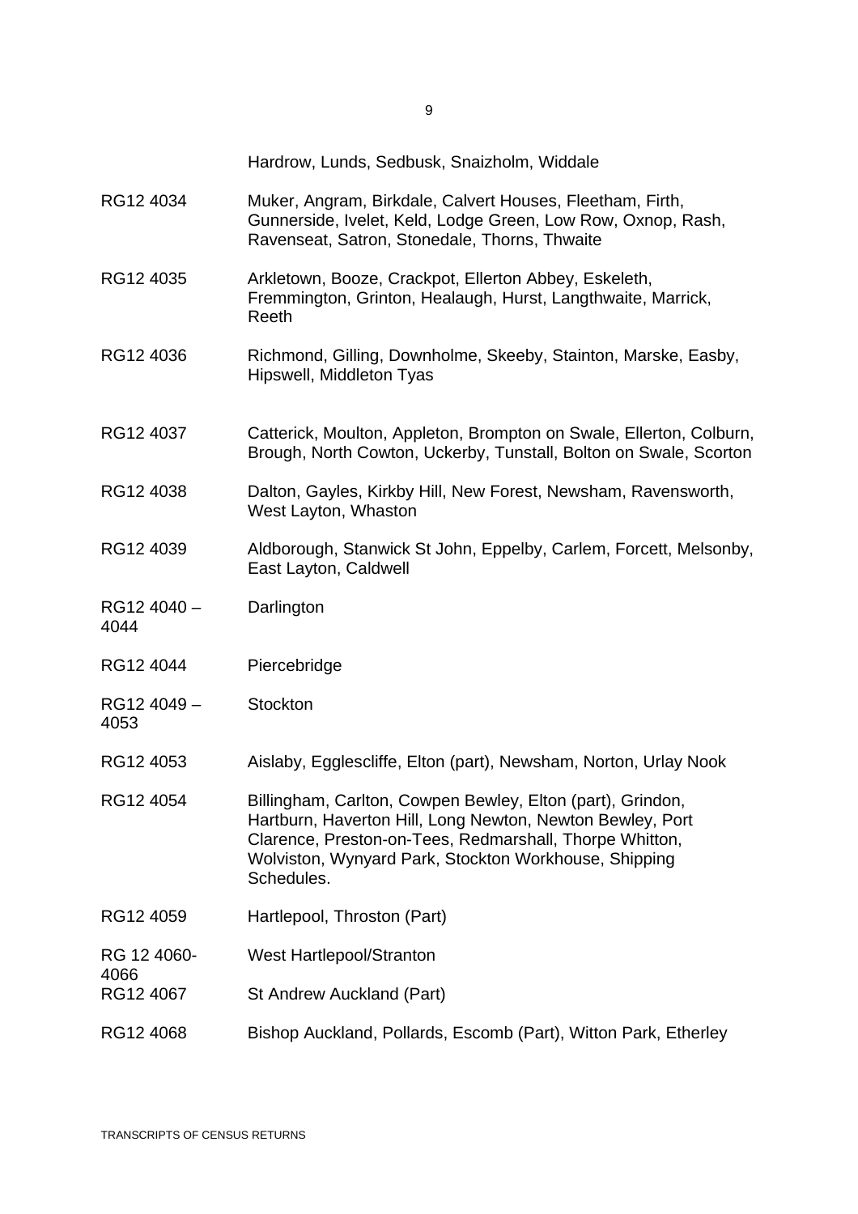| | |
|---|---|
| | Hardrow, Lunds, Sedbusk, Snaizholm, Widdale |
| RG12 4034 | Muker, Angram, Birkdale, Calvert Houses, Fleetham, Firth, Gunnerside, Ivelet, Keld, Lodge Green, Low Row, Oxnop, Rash, Ravenseat, Satron, Stonedale, Thorns, Thwaite |
| RG12 4035 | Arkletown, Booze, Crackpot, Ellerton Abbey, Eskeleth, Fremmington, Grinton, Healaugh, Hurst, Langthwaite, Marrick, Reeth |
| RG12 4036 | Richmond, Gilling, Downholme, Skeeby, Stainton, Marske, Easby, Hipswell, Middleton Tyas |
| RG12 4037 | Catterick, Moulton, Appleton, Brompton on Swale, Ellerton, Colburn, Brough, North Cowton, Uckerby, Tunstall, Bolton on Swale, Scorton |
| RG12 4038 | Dalton, Gayles, Kirkby Hill, New Forest, Newsham, Ravensworth, West Layton, Whaston |
| RG12 4039 | Aldborough, Stanwick St John, Eppelby, Carlem, Forcett, Melsonby, East Layton, Caldwell |
| RG12 4040 – 4044 | Darlington |
| RG12 4044 | Piercebridge |
| RG12 4049 – 4053 | Stockton |
| RG12 4053 | Aislaby, Egglescliffe, Elton (part), Newsham, Norton, Urlay Nook |
| RG12 4054 | Billingham, Carlton, Cowpen Bewley, Elton (part), Grindon, Hartburn, Haverton Hill, Long Newton, Newton Bewley, Port Clarence, Preston-on-Tees, Redmarshall, Thorpe Whitton, Wolviston, Wynyard Park, Stockton Workhouse, Shipping Schedules. |
| RG12 4059 | Hartlepool, Throston (Part) |
| RG 12 4060-4066 | West Hartlepool/Stranton |
| RG12 4067 | St Andrew Auckland (Part) |
| RG12 4068 | Bishop Auckland, Pollards, Escomb (Part), Witton Park, Etherley |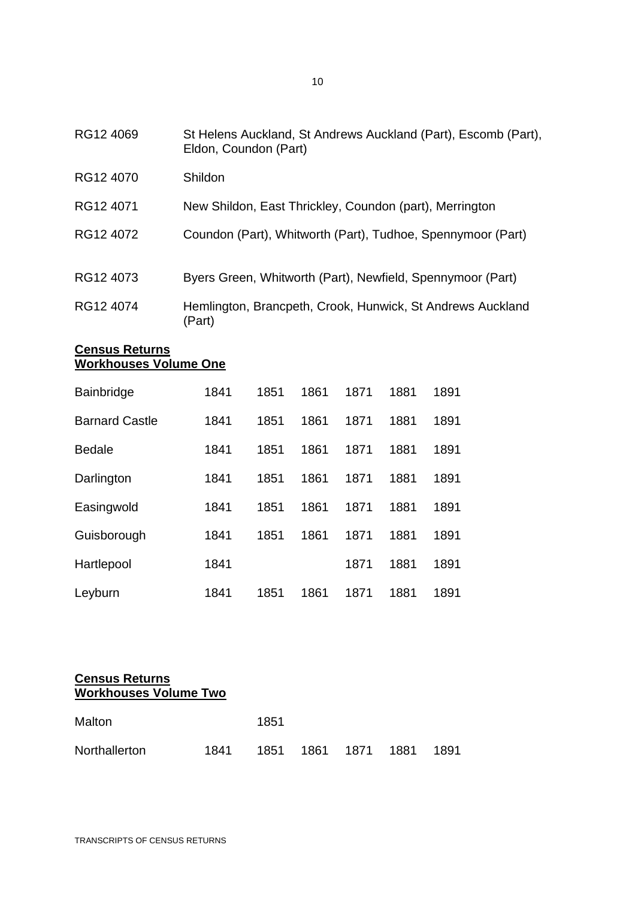| | |
|---|---|
| RG12 4069 | St Helens Auckland, St Andrews Auckland (Part), Escomb (Part), Eldon, Coundon (Part) |
| RG12 4070 | Shildon |
| RG12 4071 | New Shildon, East Thrickley, Coundon (part), Merrington |
| RG12 4072 | Coundon (Part), Whitworth (Part), Tudhoe, Spennymoor (Part) |
| RG12 4073 | Byers Green, Whitworth (Part), Newfield, Spennymoor (Part) |
| RG12 4074 | Hemlington, Brancpeth, Crook, Hunwick, St Andrews Auckland (Part) |

**Census Returns**
**Workhouses Volume One**

| | | | | | | |
|---|---|---|---|---|---|---|
| Bainbridge | 1841 | 1851 | 1861 | 1871 | 1881 | 1891 |
| Barnard Castle | 1841 | 1851 | 1861 | 1871 | 1881 | 1891 |
| Bedale | 1841 | 1851 | 1861 | 1871 | 1881 | 1891 |
| Darlington | 1841 | 1851 | 1861 | 1871 | 1881 | 1891 |
| Easingwold | 1841 | 1851 | 1861 | 1871 | 1881 | 1891 |
| Guisborough | 1841 | 1851 | 1861 | 1871 | 1881 | 1891 |
| Hartlepool | 1841 | | | 1871 | 1881 | 1891 |
| Leyburn | 1841 | 1851 | 1861 | 1871 | 1881 | 1891 |

**Census Returns**
**Workhouses Volume Two**

| | | | | | | |
|---|---|---|---|---|---|---|
| Malton | | 1851 | | | | |
| Northallerton | 1841 | 1851 | 1861 | 1871 | 1881 | 1891 |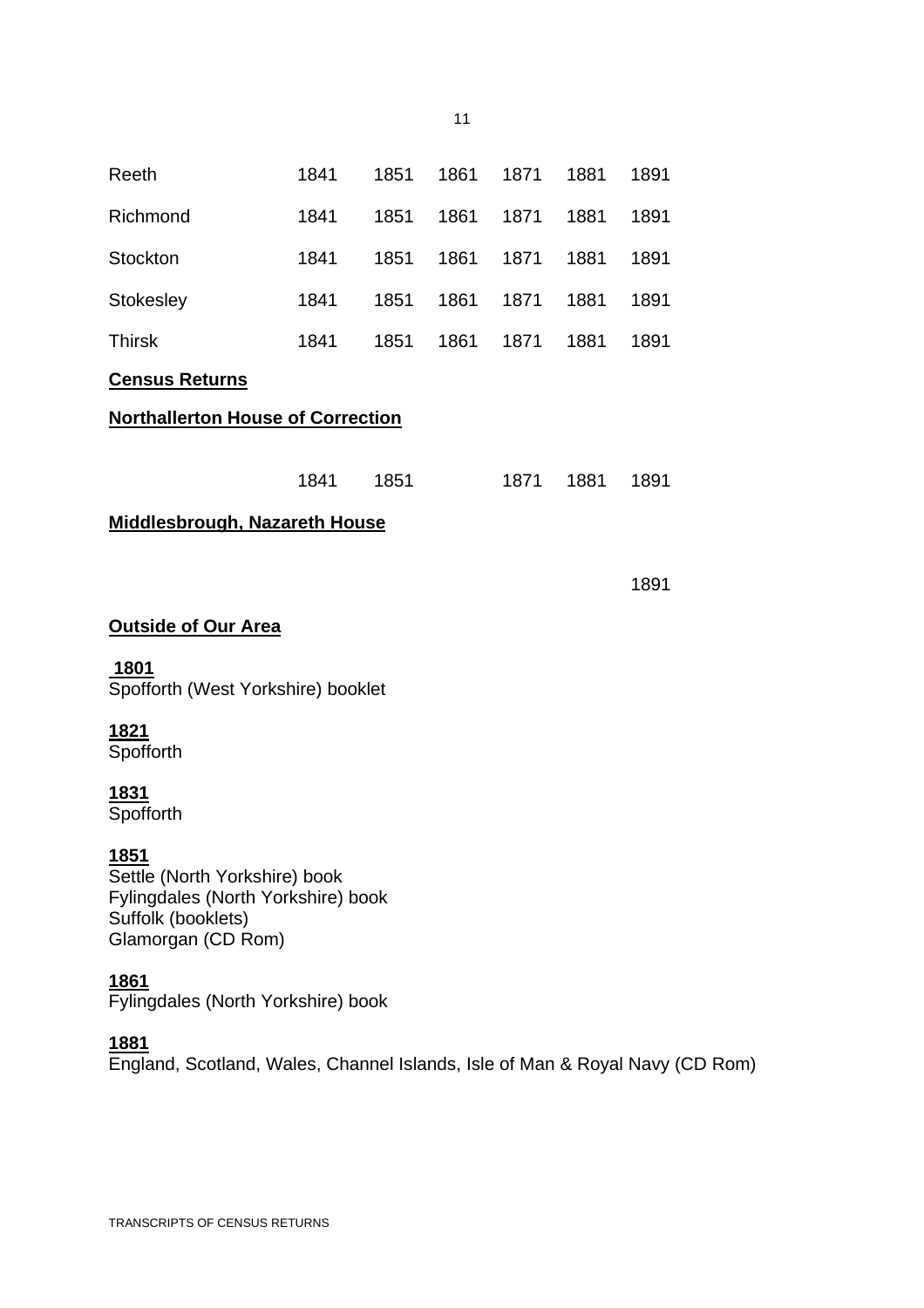| | | | | | | |
|---|---|---|---|---|---|---|
| Reeth | 1841 | 1851 | 1861 | 1871 | 1881 | 1891 |
| Richmond | 1841 | 1851 | 1861 | 1871 | 1881 | 1891 |
| Stockton | 1841 | 1851 | 1861 | 1871 | 1881 | 1891 |
| Stokesley | 1841 | 1851 | 1861 | 1871 | 1881 | 1891 |
| Thirsk | 1841 | 1851 | 1861 | 1871 | 1881 | 1891 |

**Census Returns**

**Northallerton House of Correction**

| | | | | | | |
|---|---|---|---|---|---|---|
| | 1841 | 1851 | | 1871 | 1881 | 1891 |

**Middlesbrough, Nazareth House**

| | | | | | | |
|---|---|---|---|---|---|---|
| | | | | | | 1891 |

**Outside of Our Area**

**1801**
Spofforth (West Yorkshire) booklet

**1821**
Spofforth

**1831**
Spofforth

**1851**
Settle (North Yorkshire) book
Fylingdales (North Yorkshire) book
Suffolk (booklets)
Glamorgan (CD Rom)

**1861**
Fylingdales (North Yorkshire) book

**1881**
England, Scotland, Wales, Channel Islands, Isle of Man & Royal Navy (CD Rom)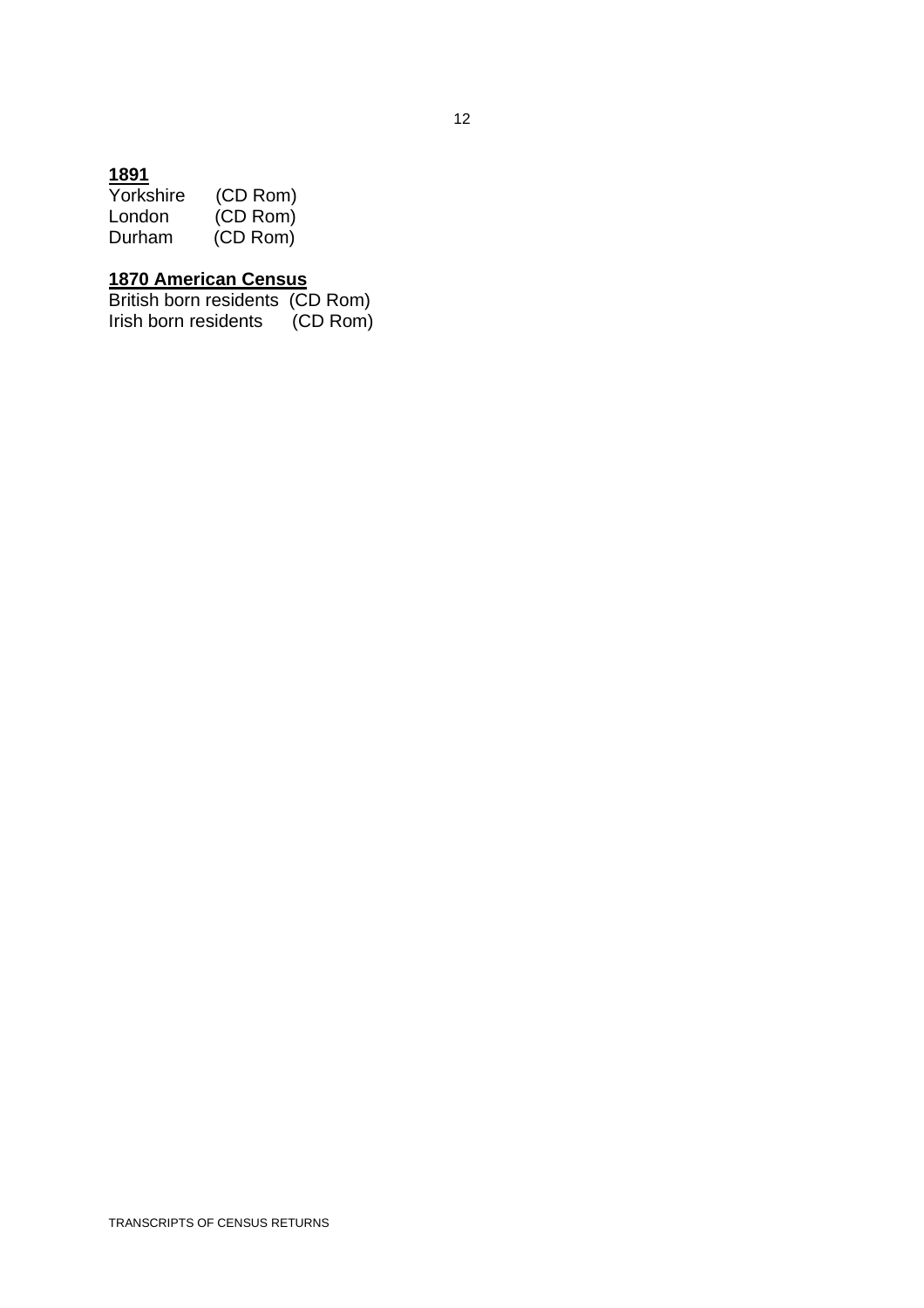**1891**

Yorkshire (CD Rom)
London (CD Rom)
Durham (CD Rom)

**1870 American Census**

British born residents (CD Rom)
Irish born residents (CD Rom)